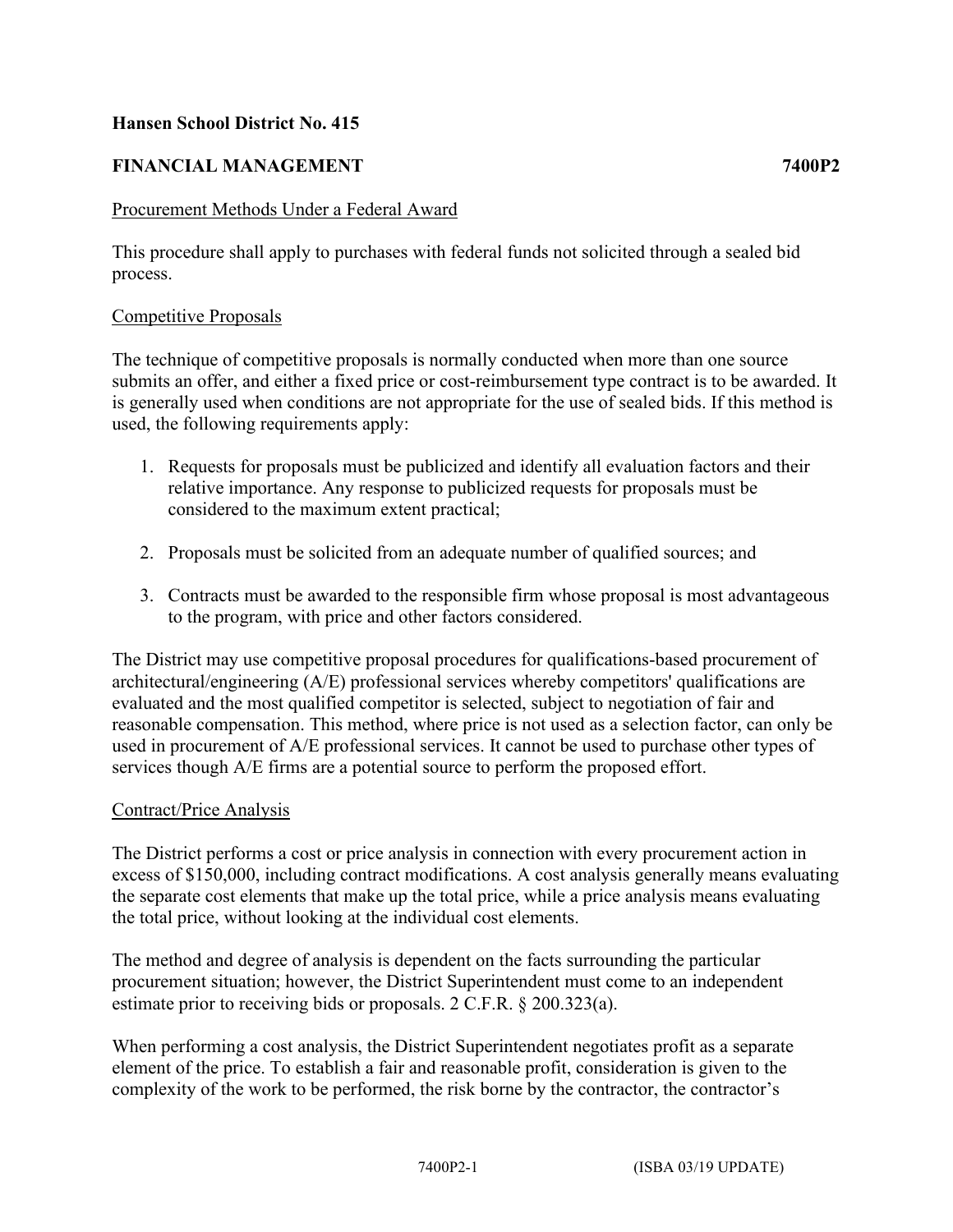**Hansen School District No. 415**

**FINANCIAL MANAGEMENT** **7400P2**

Procurement Methods Under a Federal Award

This procedure shall apply to purchases with federal funds not solicited through a sealed bid process.

Competitive Proposals

The technique of competitive proposals is normally conducted when more than one source submits an offer, and either a fixed price or cost-reimbursement type contract is to be awarded. It is generally used when conditions are not appropriate for the use of sealed bids. If this method is used, the following requirements apply:

1. Requests for proposals must be publicized and identify all evaluation factors and their relative importance. Any response to publicized requests for proposals must be considered to the maximum extent practical;

2. Proposals must be solicited from an adequate number of qualified sources; and

3. Contracts must be awarded to the responsible firm whose proposal is most advantageous to the program, with price and other factors considered.

The District may use competitive proposal procedures for qualifications-based procurement of architectural/engineering (A/E) professional services whereby competitors' qualifications are evaluated and the most qualified competitor is selected, subject to negotiation of fair and reasonable compensation. This method, where price is not used as a selection factor, can only be used in procurement of A/E professional services. It cannot be used to purchase other types of services though A/E firms are a potential source to perform the proposed effort.

Contract/Price Analysis

The District performs a cost or price analysis in connection with every procurement action in excess of $150,000, including contract modifications. A cost analysis generally means evaluating the separate cost elements that make up the total price, while a price analysis means evaluating the total price, without looking at the individual cost elements.

The method and degree of analysis is dependent on the facts surrounding the particular procurement situation; however, the District Superintendent must come to an independent estimate prior to receiving bids or proposals. 2 C.F.R. § 200.323(a).

When performing a cost analysis, the District Superintendent negotiates profit as a separate element of the price. To establish a fair and reasonable profit, consideration is given to the complexity of the work to be performed, the risk borne by the contractor, the contractor's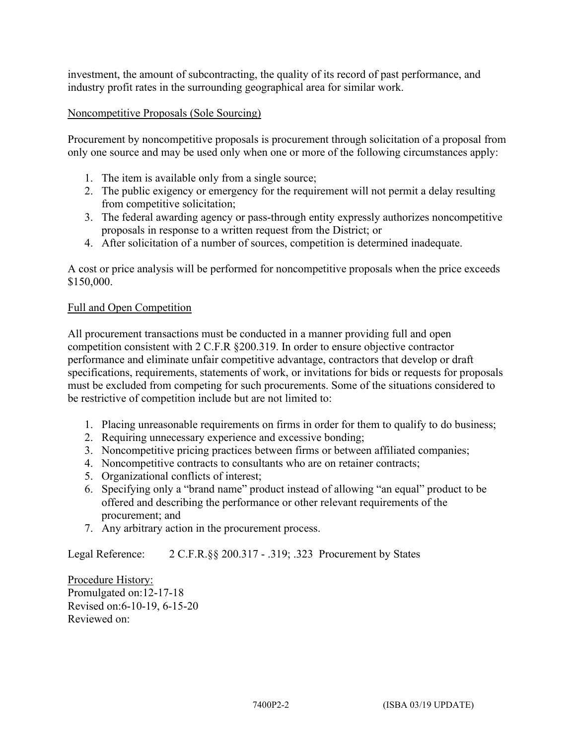investment, the amount of subcontracting, the quality of its record of past performance, and industry profit rates in the surrounding geographical area for similar work.

## Noncompetitive Proposals (Sole Sourcing)

Procurement by noncompetitive proposals is procurement through solicitation of a proposal from only one source and may be used only when one or more of the following circumstances apply:

1. The item is available only from a single source;
2. The public exigency or emergency for the requirement will not permit a delay resulting from competitive solicitation;
3. The federal awarding agency or pass-through entity expressly authorizes noncompetitive proposals in response to a written request from the District; or
4. After solicitation of a number of sources, competition is determined inadequate.

A cost or price analysis will be performed for noncompetitive proposals when the price exceeds $150,000.

## Full and Open Competition

All procurement transactions must be conducted in a manner providing full and open competition consistent with 2 C.F.R §200.319. In order to ensure objective contractor performance and eliminate unfair competitive advantage, contractors that develop or draft specifications, requirements, statements of work, or invitations for bids or requests for proposals must be excluded from competing for such procurements. Some of the situations considered to be restrictive of competition include but are not limited to:

1. Placing unreasonable requirements on firms in order for them to qualify to do business;
2. Requiring unnecessary experience and excessive bonding;
3. Noncompetitive pricing practices between firms or between affiliated companies;
4. Noncompetitive contracts to consultants who are on retainer contracts;
5. Organizational conflicts of interest;
6. Specifying only a "brand name" product instead of allowing "an equal" product to be offered and describing the performance or other relevant requirements of the procurement; and
7. Any arbitrary action in the procurement process.

Legal Reference: 2 C.F.R.§§ 200.317 - .319; .323 Procurement by States

Procedure History:
Promulgated on:12-17-18
Revised on:6-10-19, 6-15-20
Reviewed on:

7400P2-2 (ISBA 03/19 UPDATE)